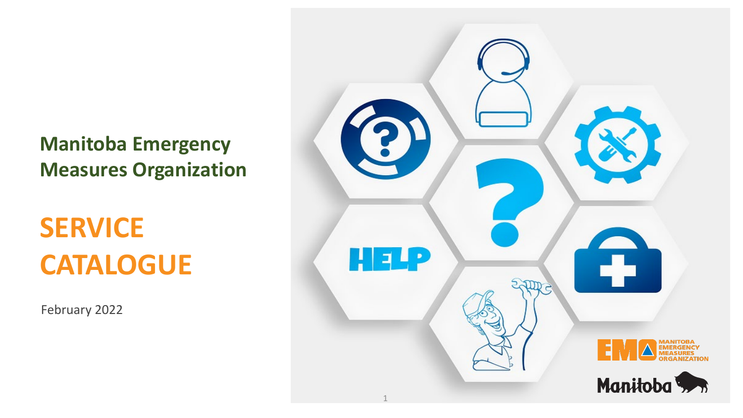# Manitoba Emergency Measures Organization

# SERVICE CATALOGUE

February 2022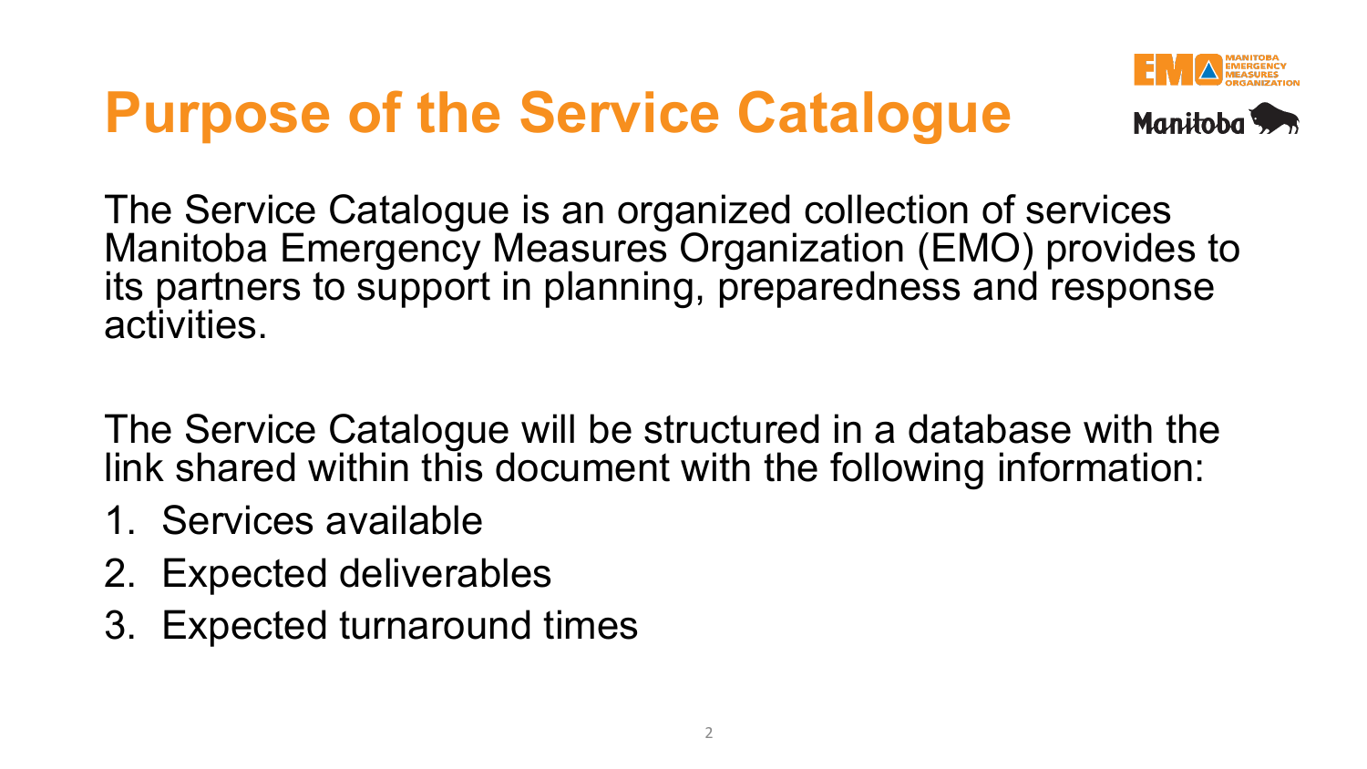# Purpose of the Service Catalogue

The Service Catalogue is an organized collection of services Manitoba Emergency Measures Organization (EMO) provides to its partners to support in planning, preparedness and response activities.

The Service Catalogue will be structured in a database with the link shared within this document with the following information:

1. Services available
2. Expected deliverables
3. Expected turnaround times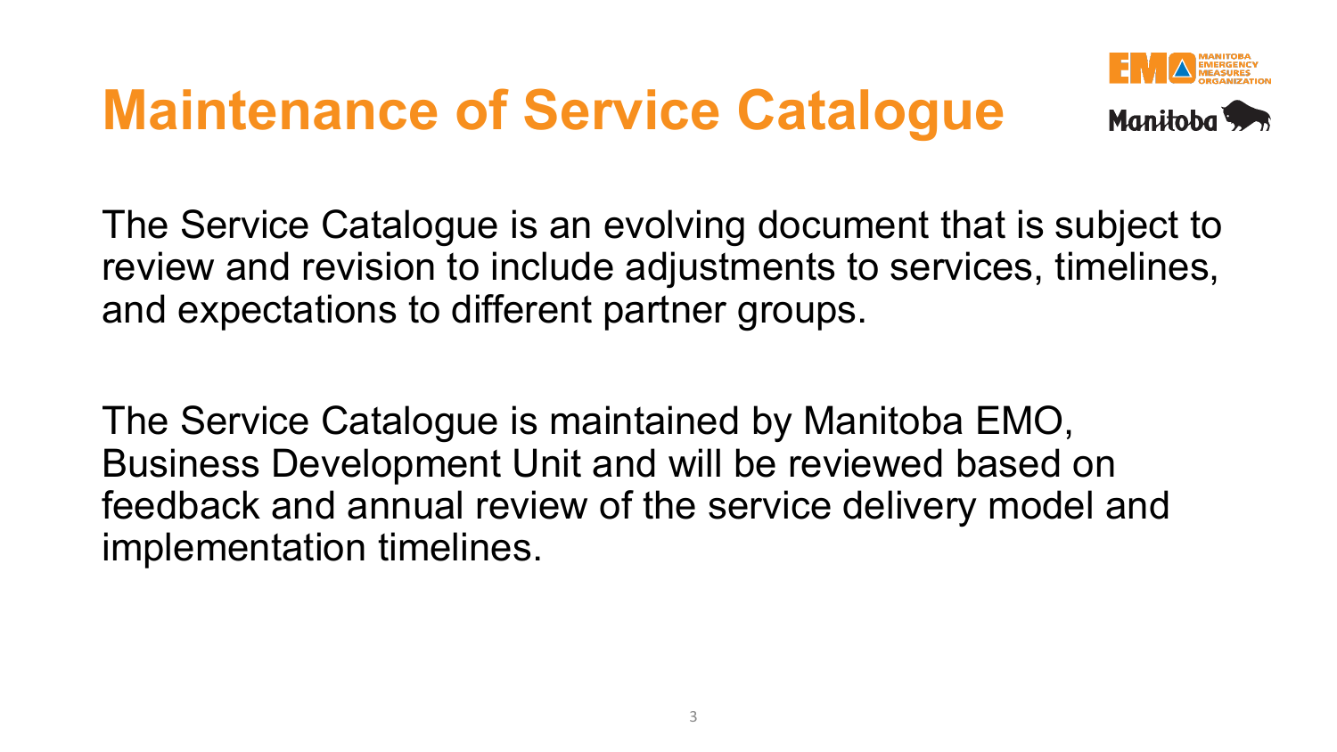# Maintenance of Service Catalogue

The Service Catalogue is an evolving document that is subject to review and revision to include adjustments to services, timelines, and expectations to different partner groups.

The Service Catalogue is maintained by Manitoba EMO, Business Development Unit and will be reviewed based on feedback and annual review of the service delivery model and implementation timelines.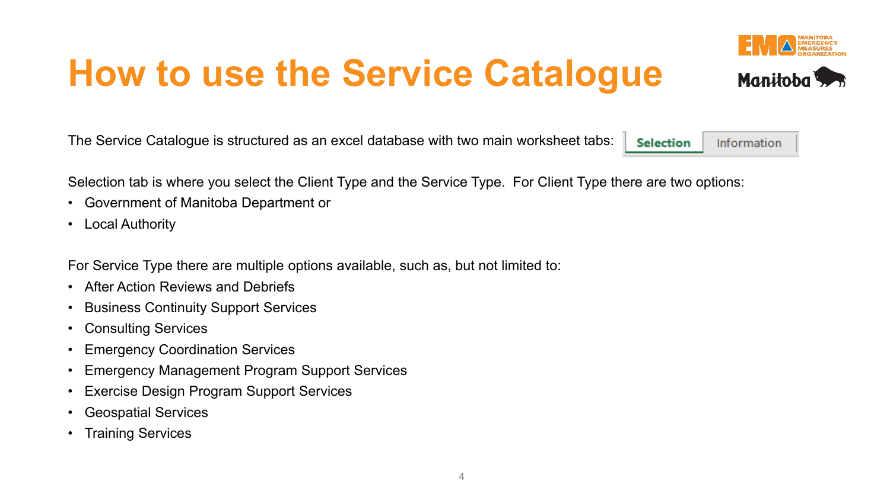# How to use the Service Catalogue

The Service Catalogue is structured as an excel database with two main worksheet tabs: Selection | Information

Selection tab is where you select the Client Type and the Service Type. For Client Type there are two options:

- Government of Manitoba Department or
- Local Authority

For Service Type there are multiple options available, such as, but not limited to:

- After Action Reviews and Debriefs
- Business Continuity Support Services
- Consulting Services
- Emergency Coordination Services
- Emergency Management Program Support Services
- Exercise Design Program Support Services
- Geospatial Services
- Training Services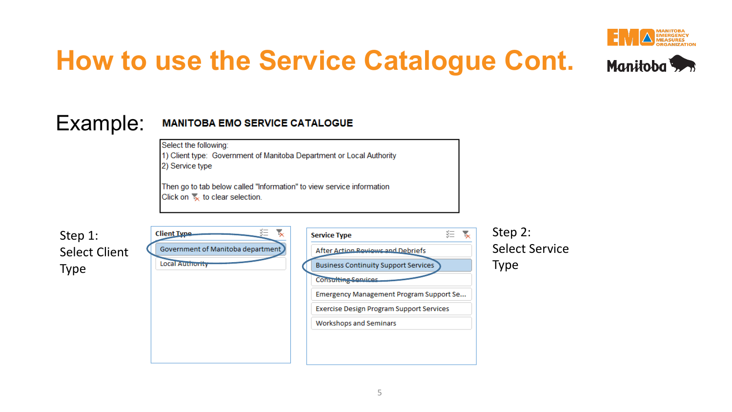# How to use the Service Catalogue Cont.

Example:

**MANITOBA EMO SERVICE CATALOGUE**

Select the following:
1) Client type: Government of Manitoba Department or Local Authority
2) Service type

Then go to tab below called "Information" to view service information
Click on [clear filter icon] to clear selection.

Step 1: Select Client Type

**Client Type**
- Government of Manitoba department
- Local Authority

**Service Type**
- After Action Reviews and Debriefs
- Business Continuity Support Services
- Consulting Services
- Emergency Management Program Support Se...
- Exercise Design Program Support Services
- Workshops and Seminars

Step 2: Select Service Type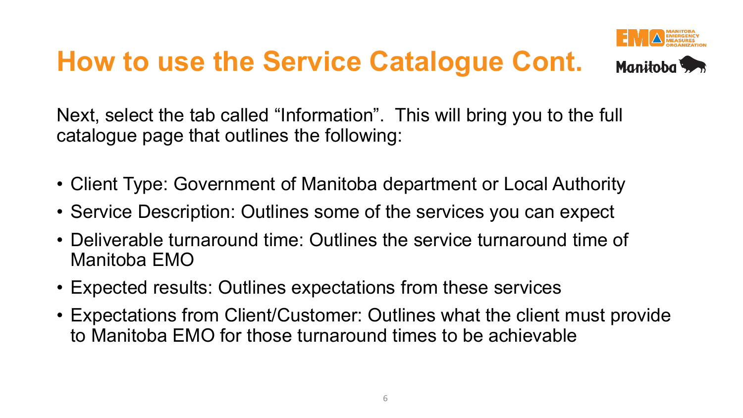# How to use the Service Catalogue Cont.

Next, select the tab called “Information”. This will bring you to the full catalogue page that outlines the following:

- Client Type: Government of Manitoba department or Local Authority
- Service Description: Outlines some of the services you can expect
- Deliverable turnaround time: Outlines the service turnaround time of Manitoba EMO
- Expected results: Outlines expectations from these services
- Expectations from Client/Customer: Outlines what the client must provide to Manitoba EMO for those turnaround times to be achievable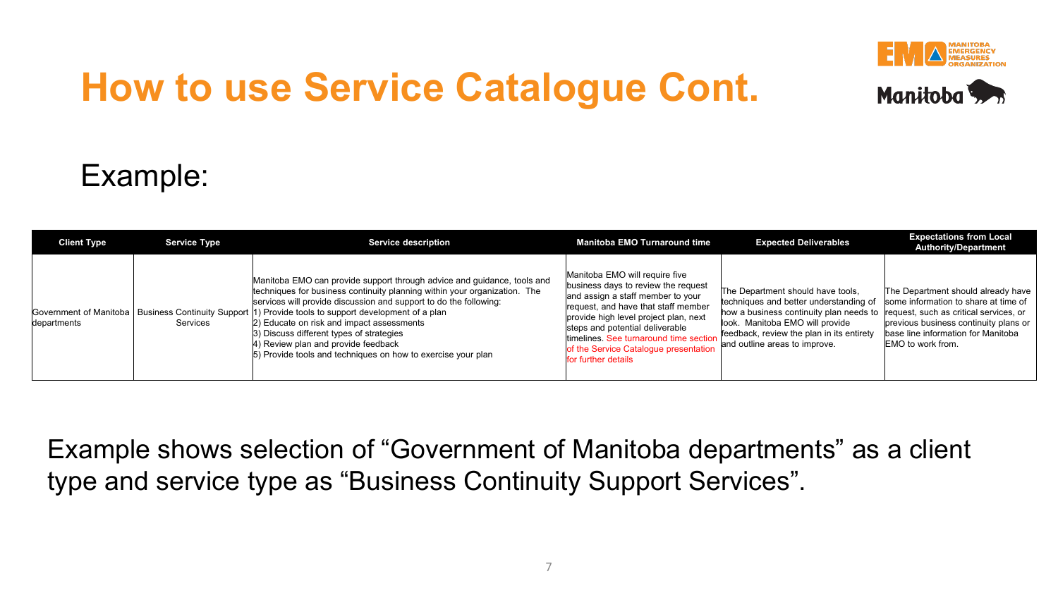# How to use Service Catalogue Cont.

## Example:

| Client Type | Service Type | Service description | Manitoba EMO Turnaround time | Expected Deliverables | Expectations from Local Authority/Department |
|---|---|---|---|---|---|
| Government of Manitoba departments | Business Continuity Support Services | Manitoba EMO can provide support through advice and guidance, tools and techniques for business continuity planning within your organization. The services will provide discussion and support to do the following:<br>1) Provide tools to support development of a plan<br>2) Educate on risk and impact assessments<br>3) Discuss different types of strategies<br>4) Review plan and provide feedback<br>5) Provide tools and techniques on how to exercise your plan | Manitoba EMO will require five business days to review the request and assign a staff member to your request, and have that staff member provide high level project plan, next steps and potential deliverable timelines. See turnaround time section of the Service Catalogue presentation for further details | The Department should have tools, techniques and better understanding of how a business continuity plan needs to look. Manitoba EMO will provide feedback, review the plan in its entirety and outline areas to improve. | The Department should already have some information to share at time of request, such as critical services, or previous business continuity plans or base line information for Manitoba EMO to work from. |

Example shows selection of “Government of Manitoba departments” as a client type and service type as “Business Continuity Support Services”.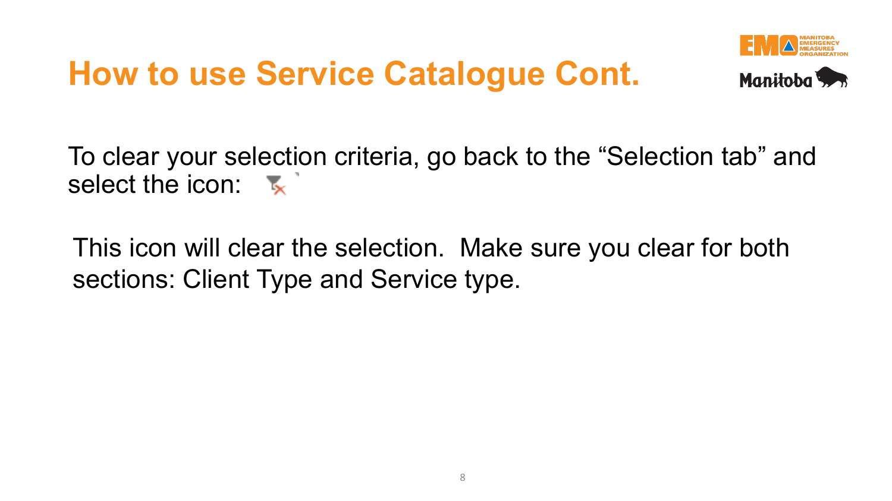# How to use Service Catalogue Cont.

To clear your selection criteria, go back to the “Selection tab” and select the icon:

This icon will clear the selection. Make sure you clear for both sections: Client Type and Service type.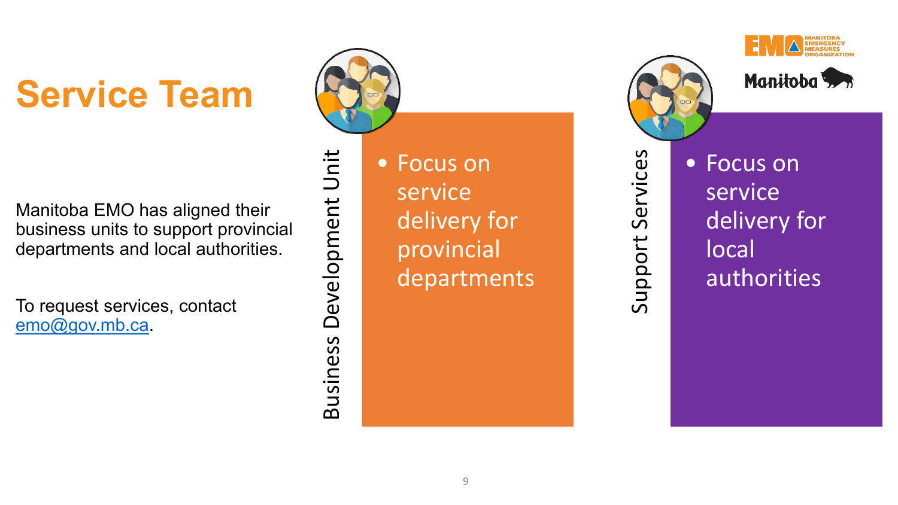# Service Team

Manitoba EMO has aligned their business units to support provincial departments and local authorities.

To request services, contact emo@gov.mb.ca.

## Business Development Unit

- Focus on service delivery for provincial departments

## Support Services

- Focus on service delivery for local authorities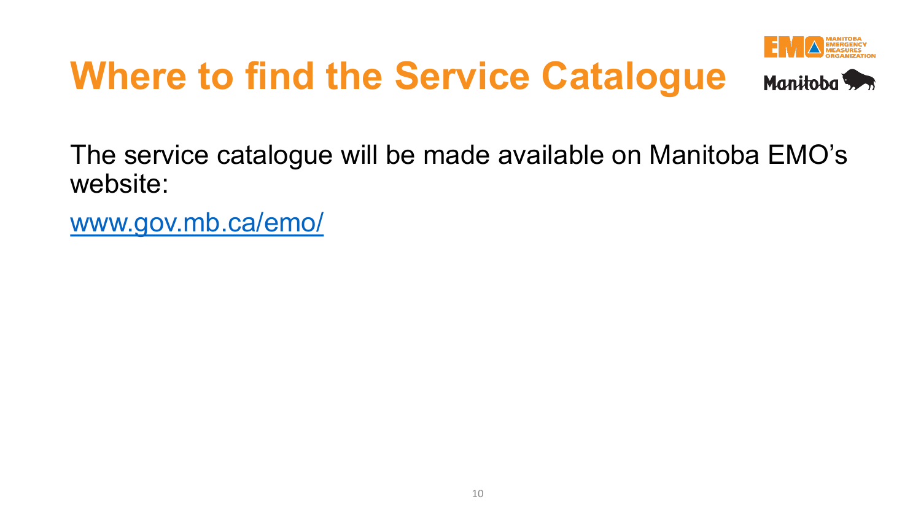# Where to find the Service Catalogue

The service catalogue will be made available on Manitoba EMO's website:

[www.gov.mb.ca/emo/](http://www.gov.mb.ca/emo/)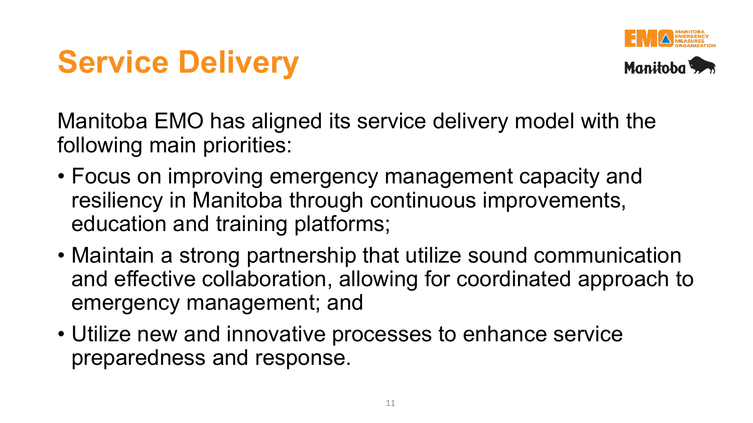# Service Delivery

Manitoba EMO has aligned its service delivery model with the following main priorities:

- Focus on improving emergency management capacity and resiliency in Manitoba through continuous improvements, education and training platforms;
- Maintain a strong partnership that utilize sound communication and effective collaboration, allowing for coordinated approach to emergency management; and
- Utilize new and innovative processes to enhance service preparedness and response.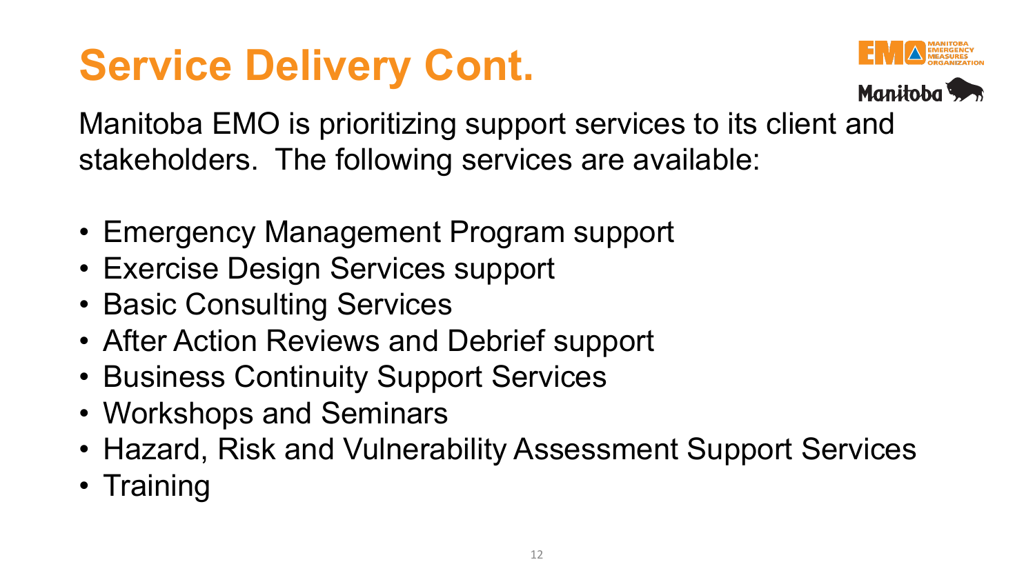# Service Delivery Cont.

Manitoba EMO is prioritizing support services to its client and stakeholders. The following services are available:

- Emergency Management Program support
- Exercise Design Services support
- Basic Consulting Services
- After Action Reviews and Debrief support
- Business Continuity Support Services
- Workshops and Seminars
- Hazard, Risk and Vulnerability Assessment Support Services
- Training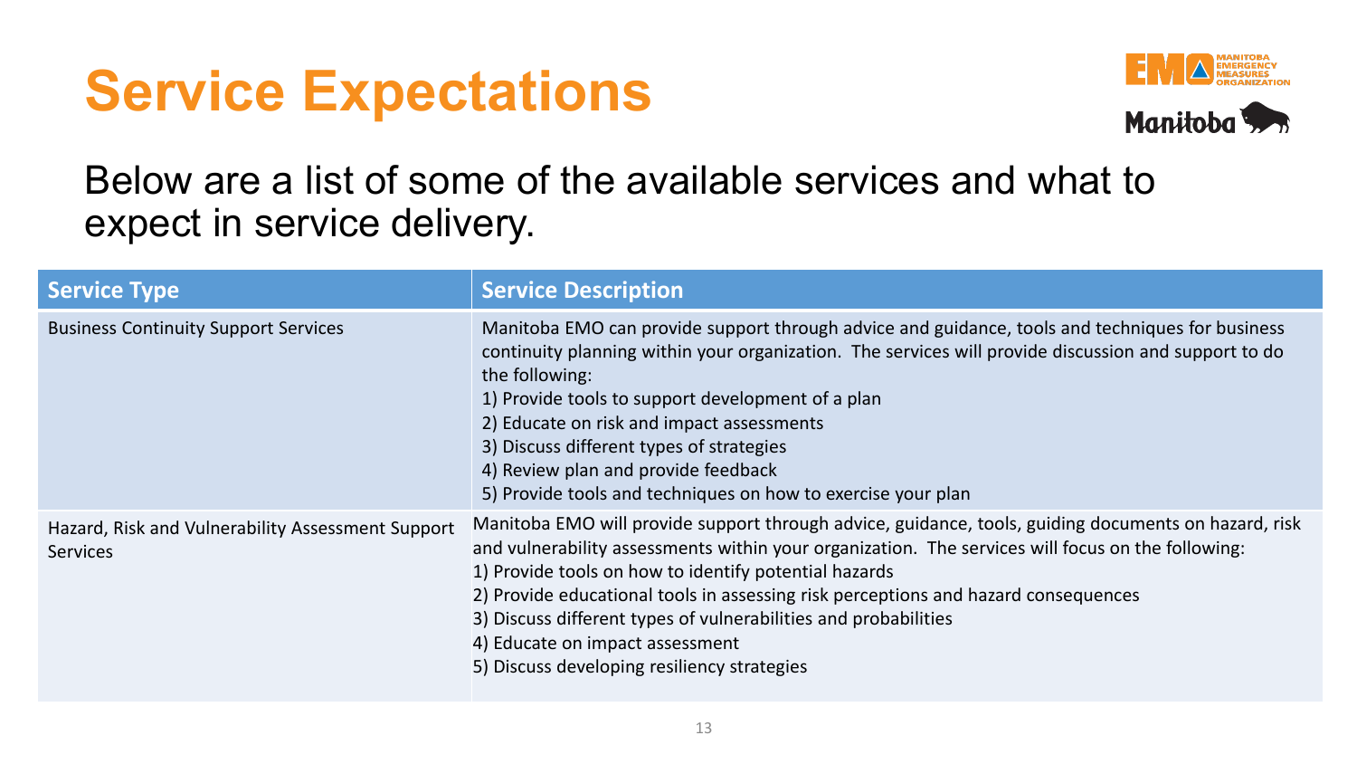# Service Expectations

Below are a list of some of the available services and what to expect in service delivery.

| Service Type | Service Description |
|---|---|
| Business Continuity Support Services | Manitoba EMO can provide support through advice and guidance, tools and techniques for business continuity planning within your organization. The services will provide discussion and support to do the following:<br>1) Provide tools to support development of a plan<br>2) Educate on risk and impact assessments<br>3) Discuss different types of strategies<br>4) Review plan and provide feedback<br>5) Provide tools and techniques on how to exercise your plan |
| Hazard, Risk and Vulnerability Assessment Support Services | Manitoba EMO will provide support through advice, guidance, tools, guiding documents on hazard, risk and vulnerability assessments within your organization. The services will focus on the following:<br>1) Provide tools on how to identify potential hazards<br>2) Provide educational tools in assessing risk perceptions and hazard consequences<br>3) Discuss different types of vulnerabilities and probabilities<br>4) Educate on impact assessment<br>5) Discuss developing resiliency strategies |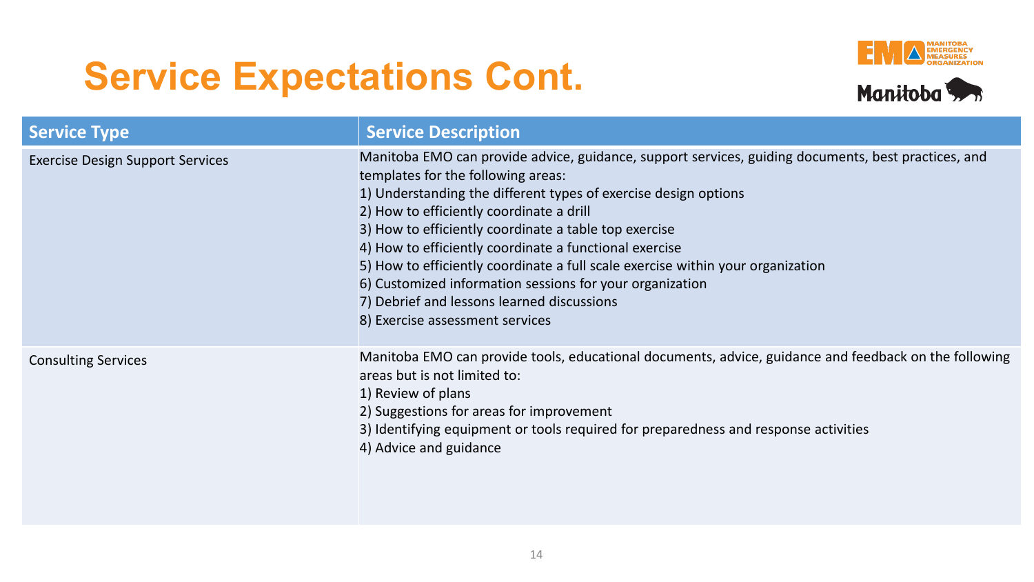# Service Expectations Cont.

| Service Type | Service Description |
| --- | --- |
| Exercise Design Support Services | Manitoba EMO can provide advice, guidance, support services, guiding documents, best practices, and templates for the following areas:<br>1) Understanding the different types of exercise design options<br>2) How to efficiently coordinate a drill<br>3) How to efficiently coordinate a table top exercise<br>4) How to efficiently coordinate a functional exercise<br>5) How to efficiently coordinate a full scale exercise within your organization<br>6) Customized information sessions for your organization<br>7) Debrief and lessons learned discussions<br>8) Exercise assessment services |
| Consulting Services | Manitoba EMO can provide tools, educational documents, advice, guidance and feedback on the following areas but is not limited to:<br>1) Review of plans<br>2) Suggestions for areas for improvement<br>3) Identifying equipment or tools required for preparedness and response activities<br>4) Advice and guidance |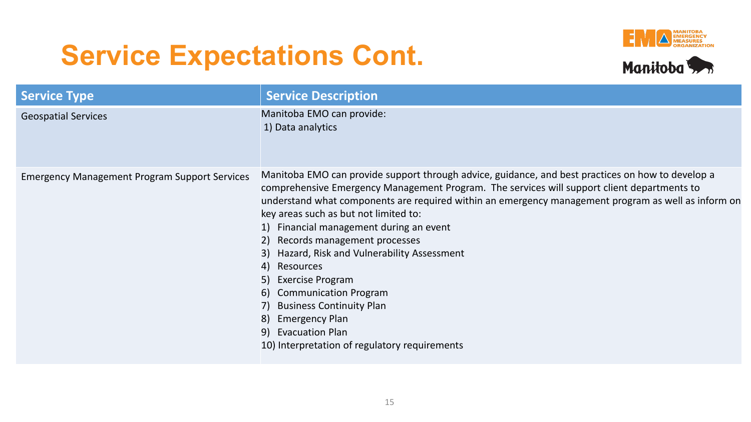# Service Expectations Cont.

| Service Type | Service Description |
|---|---|
| Geospatial Services | Manitoba EMO can provide:<br>1) Data analytics |
| Emergency Management Program Support Services | Manitoba EMO can provide support through advice, guidance, and best practices on how to develop a comprehensive Emergency Management Program. The services will support client departments to understand what components are required within an emergency management program as well as inform on key areas such as but not limited to:<br>1) Financial management during an event<br>2) Records management processes<br>3) Hazard, Risk and Vulnerability Assessment<br>4) Resources<br>5) Exercise Program<br>6) Communication Program<br>7) Business Continuity Plan<br>8) Emergency Plan<br>9) Evacuation Plan<br>10) Interpretation of regulatory requirements |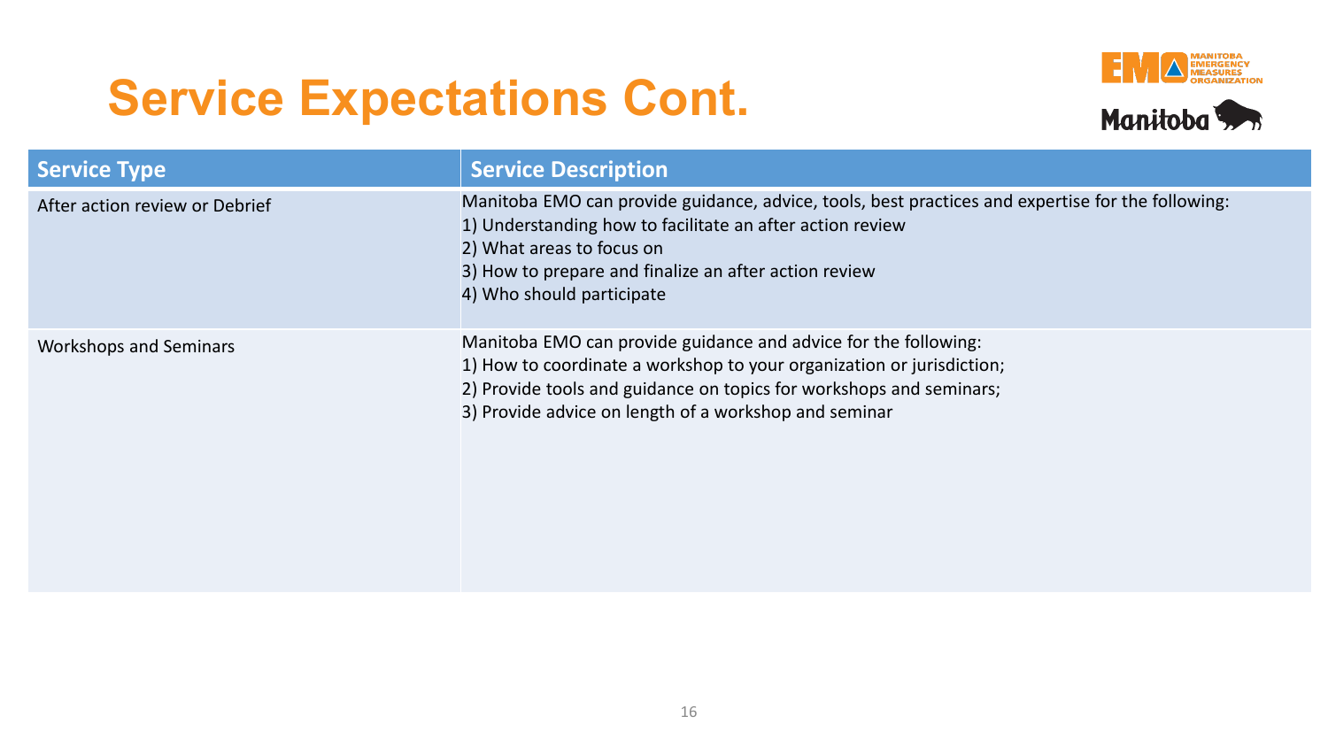# Service Expectations Cont.

| Service Type | Service Description |
|---|---|
| After action review or Debrief | Manitoba EMO can provide guidance, advice, tools, best practices and expertise for the following:<br>1) Understanding how to facilitate an after action review<br>2) What areas to focus on<br>3) How to prepare and finalize an after action review<br>4) Who should participate |
| Workshops and Seminars | Manitoba EMO can provide guidance and advice for the following:<br>1) How to coordinate a workshop to your organization or jurisdiction;<br>2) Provide tools and guidance on topics for workshops and seminars;<br>3) Provide advice on length of a workshop and seminar |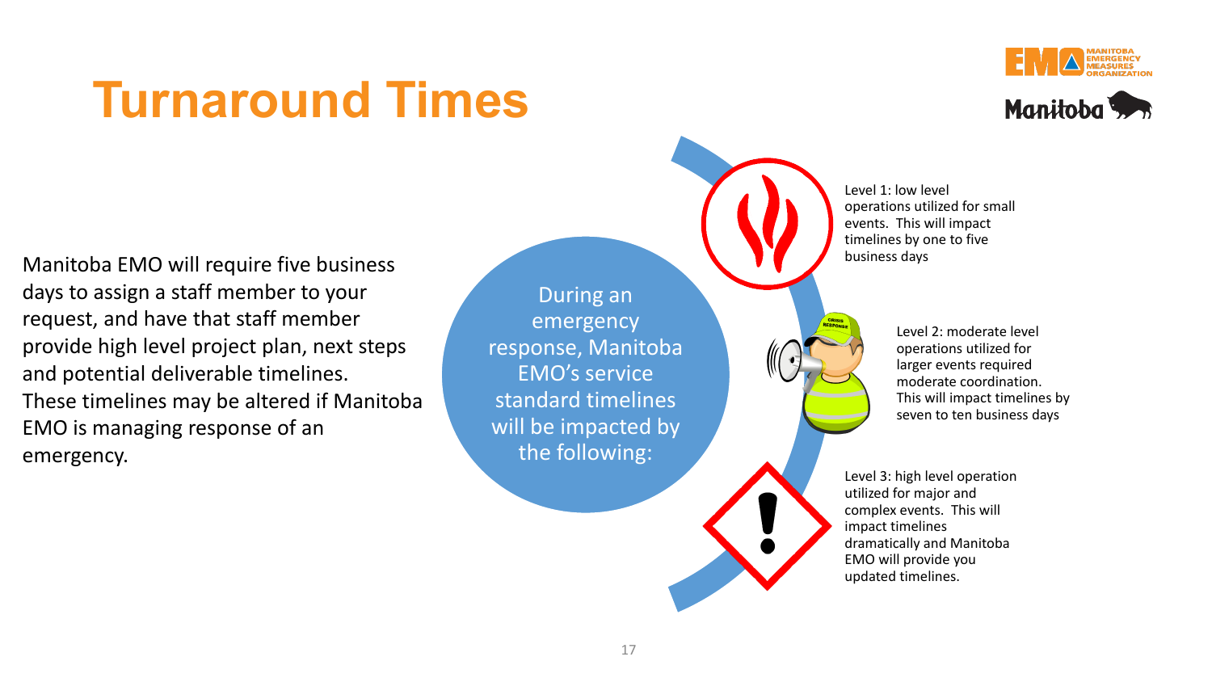# Turnaround Times

Manitoba EMO will require five business days to assign a staff member to your request, and have that staff member provide high level project plan, next steps and potential deliverable timelines. These timelines may be altered if Manitoba EMO is managing response of an emergency.

During an emergency response, Manitoba EMO's service standard timelines will be impacted by the following:

Level 1: low level operations utilized for small events. This will impact timelines by one to five business days

Level 2: moderate level operations utilized for larger events required moderate coordination. This will impact timelines by seven to ten business days

Level 3: high level operation utilized for major and complex events. This will impact timelines dramatically and Manitoba EMO will provide you updated timelines.